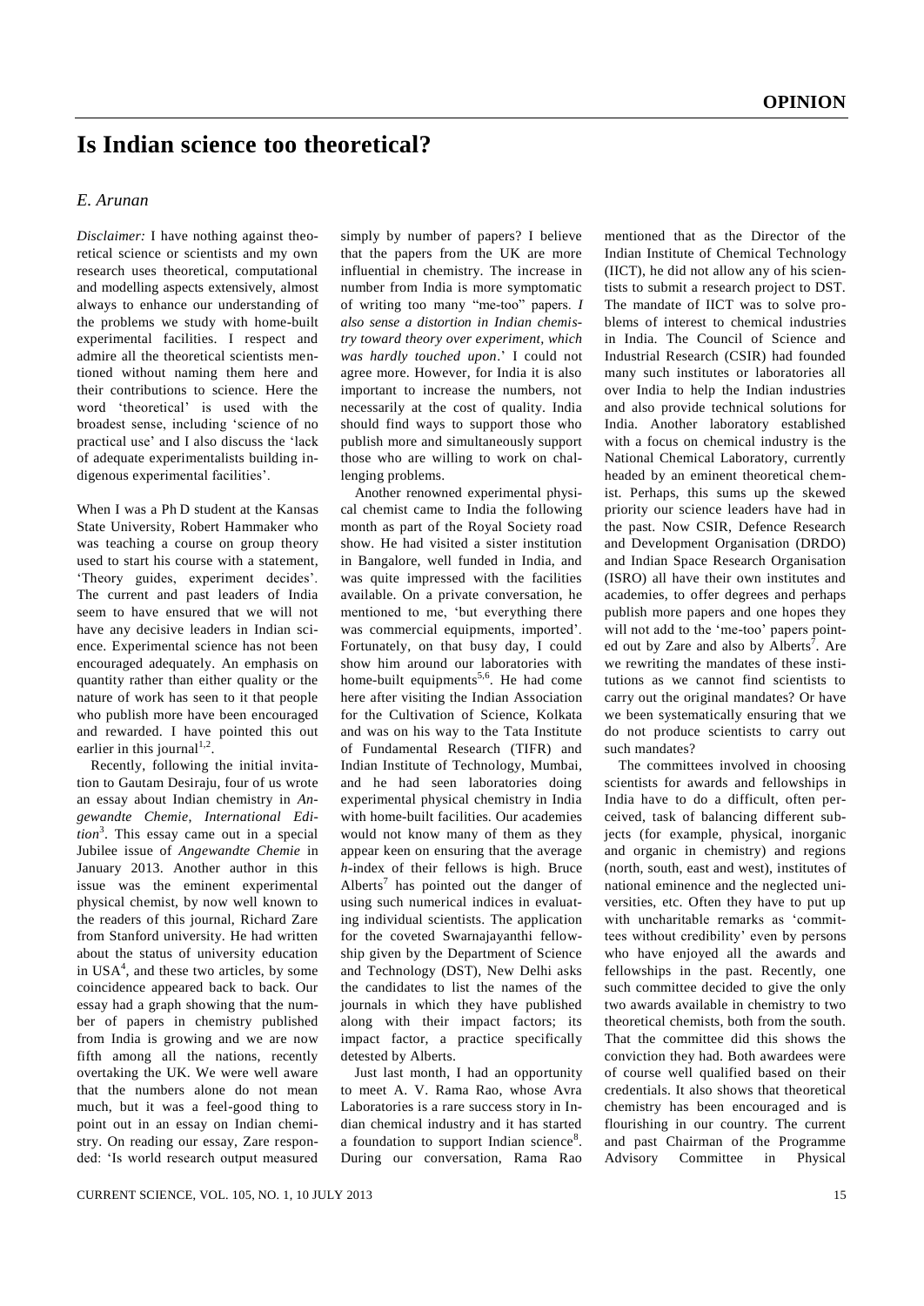**OPINION**

# Is Indian science too theoretical?

*E. Arunan*

*Disclaimer:* I have nothing against theoretical science or scientists and my own research uses theoretical, computational and modelling aspects extensively, almost always to enhance our understanding of the problems we study with home-built experimental facilities. I respect and admire all the theoretical scientists mentioned without naming them here and their contributions to science. Here the word 'theoretical' is used with the broadest sense, including 'science of no practical use' and I also discuss the 'lack of adequate experimentalists building indigenous experimental facilities'.

When I was a Ph D student at the Kansas State University, Robert Hammaker who was teaching a course on group theory used to start his course with a statement, 'Theory guides, experiment decides'. The current and past leaders of India seem to have ensured that we will not have any decisive leaders in Indian science. Experimental science has not been encouraged adequately. An emphasis on quantity rather than either quality or the nature of work has seen to it that people who publish more have been encouraged and rewarded. I have pointed this out earlier in this journal[1,2].

Recently, following the initial invitation to Gautam Desiraju, four of us wrote an essay about Indian chemistry in *Angewandte Chemie, International Edition*[3]. This essay came out in a special Jubilee issue of *Angewandte Chemie* in January 2013. Another author in this issue was the eminent experimental physical chemist, by now well known to the readers of this journal, Richard Zare from Stanford university. He had written about the status of university education in USA[4], and these two articles, by some coincidence appeared back to back. Our essay had a graph showing that the number of papers in chemistry published from India is growing and we are now fifth among all the nations, recently overtaking the UK. We were well aware that the numbers alone do not mean much, but it was a feel-good thing to point out in an essay on Indian chemistry. On reading our essay, Zare responded: 'Is world research output measured simply by number of papers? I believe that the papers from the UK are more influential in chemistry. The increase in number from India is more symptomatic of writing too many "me-too" papers. *I also sense a distortion in Indian chemistry toward theory over experiment, which was hardly touched upon*.' I could not agree more. However, for India it is also important to increase the numbers, not necessarily at the cost of quality. India should find ways to support those who publish more and simultaneously support those who are willing to work on challenging problems.

Another renowned experimental physical chemist came to India the following month as part of the Royal Society road show. He had visited a sister institution in Bangalore, well funded in India, and was quite impressed with the facilities available. On a private conversation, he mentioned to me, 'but everything there was commercial equipments, imported'. Fortunately, on that busy day, I could show him around our laboratories with home-built equipments[5,6]. He had come here after visiting the Indian Association for the Cultivation of Science, Kolkata and was on his way to the Tata Institute of Fundamental Research (TIFR) and Indian Institute of Technology, Mumbai, and he had seen laboratories doing experimental physical chemistry in India with home-built facilities. Our academies would not know many of them as they appear keen on ensuring that the average *h*-index of their fellows is high. Bruce Alberts[7] has pointed out the danger of using such numerical indices in evaluating individual scientists. The application for the coveted Swarnajayanthi fellowship given by the Department of Science and Technology (DST), New Delhi asks the candidates to list the names of the journals in which they have published along with their impact factors; its impact factor, a practice specifically detested by Alberts.

Just last month, I had an opportunity to meet A. V. Rama Rao, whose Avra Laboratories is a rare success story in Indian chemical industry and it has started a foundation to support Indian science[8]. During our conversation, Rama Rao mentioned that as the Director of the Indian Institute of Chemical Technology (IICT), he did not allow any of his scientists to submit a research project to DST. The mandate of IICT was to solve problems of interest to chemical industries in India. The Council of Science and Industrial Research (CSIR) had founded many such institutes or laboratories all over India to help the Indian industries and also provide technical solutions for India. Another laboratory established with a focus on chemical industry is the National Chemical Laboratory, currently headed by an eminent theoretical chemist. Perhaps, this sums up the skewed priority our science leaders have had in the past. Now CSIR, Defence Research and Development Organisation (DRDO) and Indian Space Research Organisation (ISRO) all have their own institutes and academies, to offer degrees and perhaps publish more papers and one hopes they will not add to the 'me-too' papers pointed out by Zare and also by Alberts[7]. Are we rewriting the mandates of these institutions as we cannot find scientists to carry out the original mandates? Or have we been systematically ensuring that we do not produce scientists to carry out such mandates?

The committees involved in choosing scientists for awards and fellowships in India have to do a difficult, often perceived, task of balancing different subjects (for example, physical, inorganic and organic in chemistry) and regions (north, south, east and west), institutes of national eminence and the neglected universities, etc. Often they have to put up with uncharitable remarks as 'committees without credibility' even by persons who have enjoyed all the awards and fellowships in the past. Recently, one such committee decided to give the only two awards available in chemistry to two theoretical chemists, both from the south. That the committee did this shows the conviction they had. Both awardees were of course well qualified based on their credentials. It also shows that theoretical chemistry has been encouraged and is flourishing in our country. The current and past Chairman of the Programme Advisory Committee in Physical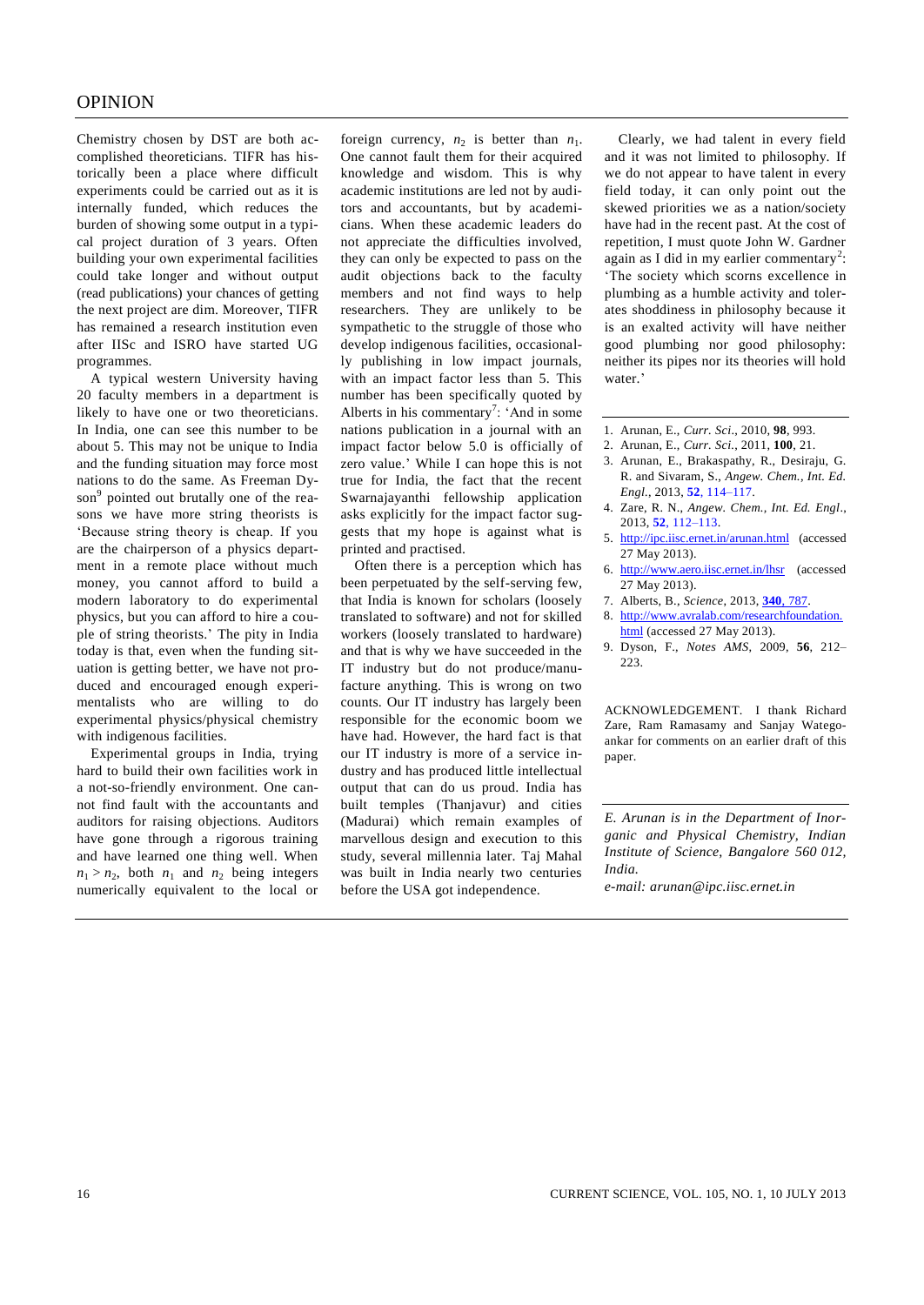Chemistry chosen by DST are both accomplished theoreticians. TIFR has historically been a place where difficult experiments could be carried out as it is internally funded, which reduces the burden of showing some output in a typical project duration of 3 years. Often building your own experimental facilities could take longer and without output (read publications) your chances of getting the next project are dim. Moreover, TIFR has remained a research institution even after IISc and ISRO have started UG programmes.

A typical western University having 20 faculty members in a department is likely to have one or two theoreticians. In India, one can see this number to be about 5. This may not be unique to India and the funding situation may force most nations to do the same. As Freeman Dyson[9] pointed out brutally one of the reasons we have more string theorists is 'Because string theory is cheap. If you are the chairperson of a physics department in a remote place without much money, you cannot afford to build a modern laboratory to do experimental physics, but you can afford to hire a couple of string theorists.' The pity in India today is that, even when the funding situation is getting better, we have not produced and encouraged enough experimentalists who are willing to do experimental physics/physical chemistry with indigenous facilities.

Experimental groups in India, trying hard to build their own facilities work in a not-so-friendly environment. One cannot find fault with the accountants and auditors for raising objections. Auditors have gone through a rigorous training and have learned one thing well. When $n_1 > n_2$, both $n_1$ and $n_2$ being integers numerically equivalent to the local or foreign currency, $n_2$ is better than $n_1$. One cannot fault them for their acquired knowledge and wisdom. This is why academic institutions are led not by auditors and accountants, but by academicians. When these academic leaders do not appreciate the difficulties involved, they can only be expected to pass on the audit objections back to the faculty members and not find ways to help researchers. They are unlikely to be sympathetic to the struggle of those who develop indigenous facilities, occasionally publishing in low impact journals, with an impact factor less than 5. This number has been specifically quoted by Alberts in his commentary[7]: 'And in some nations publication in a journal with an impact factor below 5.0 is officially of zero value.' While I can hope this is not true for India, the fact that the recent Swarnajayanthi fellowship application asks explicitly for the impact factor suggests that my hope is against what is printed and practised.

Often there is a perception which has been perpetuated by the self-serving few, that India is known for scholars (loosely translated to software) and not for skilled workers (loosely translated to hardware) and that is why we have succeeded in the IT industry but do not produce/manufacture anything. This is wrong on two counts. Our IT industry has largely been responsible for the economic boom we have had. However, the hard fact is that our IT industry is more of a service industry and has produced little intellectual output that can do us proud. India has built temples (Thanjavur) and cities (Madurai) which remain examples of marvellous design and execution to this study, several millennia later. Taj Mahal was built in India nearly two centuries before the USA got independence.

Clearly, we had talent in every field and it was not limited to philosophy. If we do not appear to have talent in every field today, it can only point out the skewed priorities we as a nation/society have had in the recent past. At the cost of repetition, I must quote John W. Gardner again as I did in my earlier commentary[2]: 'The society which scorns excellence in plumbing as a humble activity and tolerates shoddiness in philosophy because it is an exalted activity will have neither good plumbing nor good philosophy: neither its pipes nor its theories will hold water.'

1. Arunan, E., *Curr. Sci.*, 2010, **98**, 993.
2. Arunan, E., *Curr. Sci.*, 2011, **100**, 21.
3. Arunan, E., Brakaspathy, R., Desiraju, G. R. and Sivaram, S., *Angew. Chem., Int. Ed. Engl.*, 2013, **52**, 114–117.
4. Zare, R. N., *Angew. Chem., Int. Ed. Engl.*, 2013, **52**, 112–113.
5. http://ipc.iisc.ernet.in/arunan.html (accessed 27 May 2013).
6. http://www.aero.iisc.ernet.in/lhsr (accessed 27 May 2013).
7. Alberts, B., *Science*, 2013, **340**, 787.
8. http://www.avralab.com/researchfoundation.html (accessed 27 May 2013).
9. Dyson, F., *Notes AMS*, 2009, **56**, 212–223.

ACKNOWLEDGEMENT. I thank Richard Zare, Ram Ramasamy and Sanjay Wategoankar for comments on an earlier draft of this paper.

*E. Arunan is in the Department of Inorganic and Physical Chemistry, Indian Institute of Science, Bangalore 560 012, India.*
*e-mail: arunan@ipc.iisc.ernet.in*